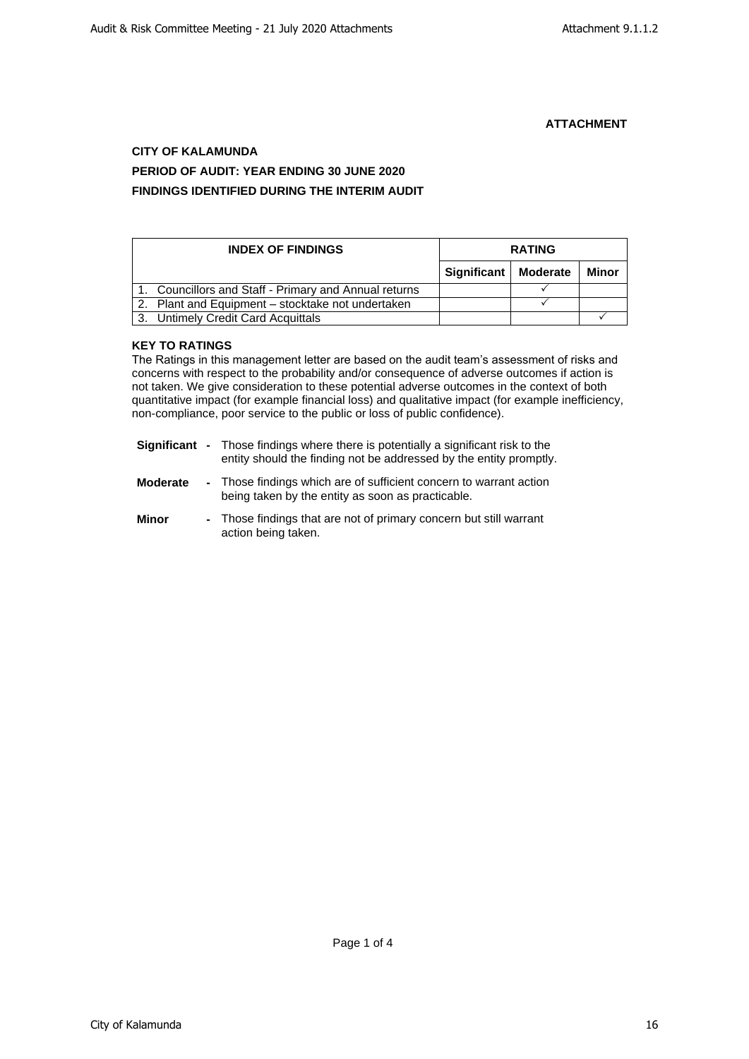**ATTACHMENT**

**CITY OF KALAMUNDA**

**PERIOD OF AUDIT: YEAR ENDING 30 JUNE 2020**

**FINDINGS IDENTIFIED DURING THE INTERIM AUDIT**

| INDEX OF FINDINGS | RATING | | |
|---|---|---|---|
| | **Significant** | **Moderate** | **Minor** |
| 1. Councillors and Staff - Primary and Annual returns | | ✓ | |
| 2. Plant and Equipment – stocktake not undertaken | | ✓ | |
| 3. Untimely Credit Card Acquittals | | | ✓ |

**KEY TO RATINGS**

The Ratings in this management letter are based on the audit team's assessment of risks and concerns with respect to the probability and/or consequence of adverse outcomes if action is not taken. We give consideration to these potential adverse outcomes in the context of both quantitative impact (for example financial loss) and qualitative impact (for example inefficiency, non-compliance, poor service to the public or loss of public confidence).

**Significant** - Those findings where there is potentially a significant risk to the entity should the finding not be addressed by the entity promptly.

**Moderate** - Those findings which are of sufficient concern to warrant action being taken by the entity as soon as practicable.

**Minor** - Those findings that are not of primary concern but still warrant action being taken.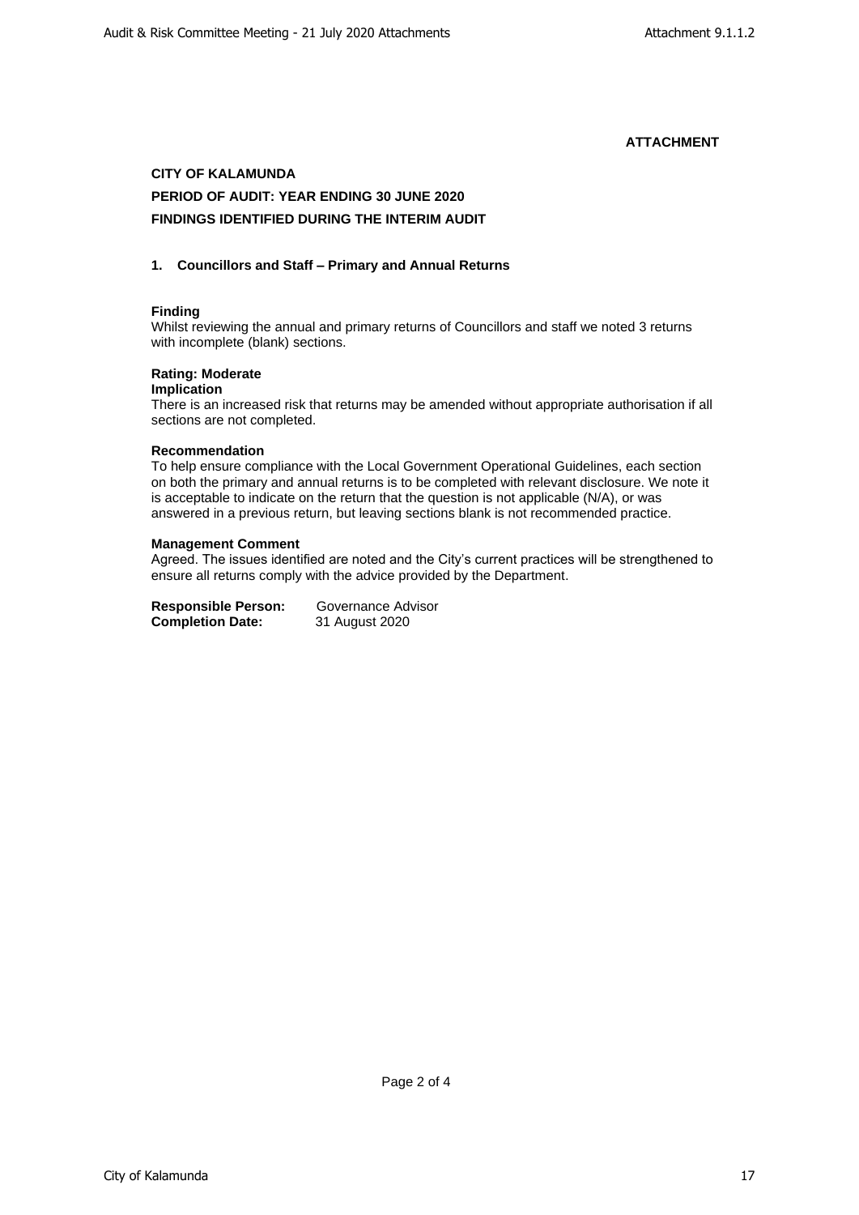**ATTACHMENT**

**CITY OF KALAMUNDA**

**PERIOD OF AUDIT: YEAR ENDING 30 JUNE 2020**

**FINDINGS IDENTIFIED DURING THE INTERIM AUDIT**

### 1. Councillors and Staff – Primary and Annual Returns

**Finding**

Whilst reviewing the annual and primary returns of Councillors and staff we noted 3 returns with incomplete (blank) sections.

**Rating: Moderate**

**Implication**

There is an increased risk that returns may be amended without appropriate authorisation if all sections are not completed.

**Recommendation**

To help ensure compliance with the Local Government Operational Guidelines, each section on both the primary and annual returns is to be completed with relevant disclosure. We note it is acceptable to indicate on the return that the question is not applicable (N/A), or was answered in a previous return, but leaving sections blank is not recommended practice.

**Management Comment**

Agreed. The issues identified are noted and the City's current practices will be strengthened to ensure all returns comply with the advice provided by the Department.

**Responsible Person:** Governance Advisor
**Completion Date:** 31 August 2020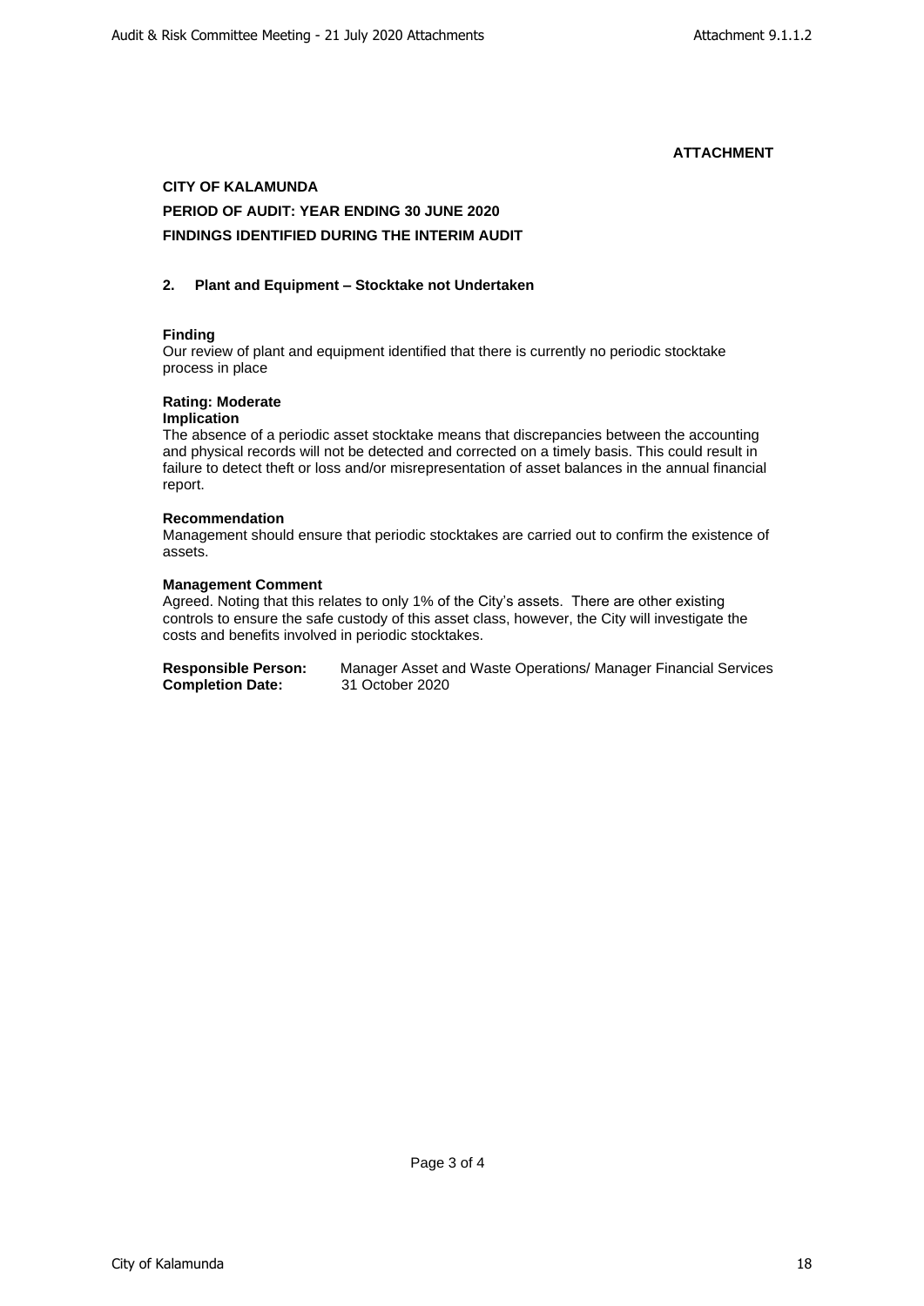**ATTACHMENT**

**CITY OF KALAMUNDA**

**PERIOD OF AUDIT: YEAR ENDING 30 JUNE 2020**

**FINDINGS IDENTIFIED DURING THE INTERIM AUDIT**

## 2. Plant and Equipment – Stocktake not Undertaken

**Finding**

Our review of plant and equipment identified that there is currently no periodic stocktake process in place

**Rating: Moderate**

**Implication**

The absence of a periodic asset stocktake means that discrepancies between the accounting and physical records will not be detected and corrected on a timely basis. This could result in failure to detect theft or loss and/or misrepresentation of asset balances in the annual financial report.

**Recommendation**

Management should ensure that periodic stocktakes are carried out to confirm the existence of assets.

**Management Comment**

Agreed. Noting that this relates to only 1% of the City's assets. There are other existing controls to ensure the safe custody of this asset class, however, the City will investigate the costs and benefits involved in periodic stocktakes.

**Responsible Person:** Manager Asset and Waste Operations/ Manager Financial Services
**Completion Date:** 31 October 2020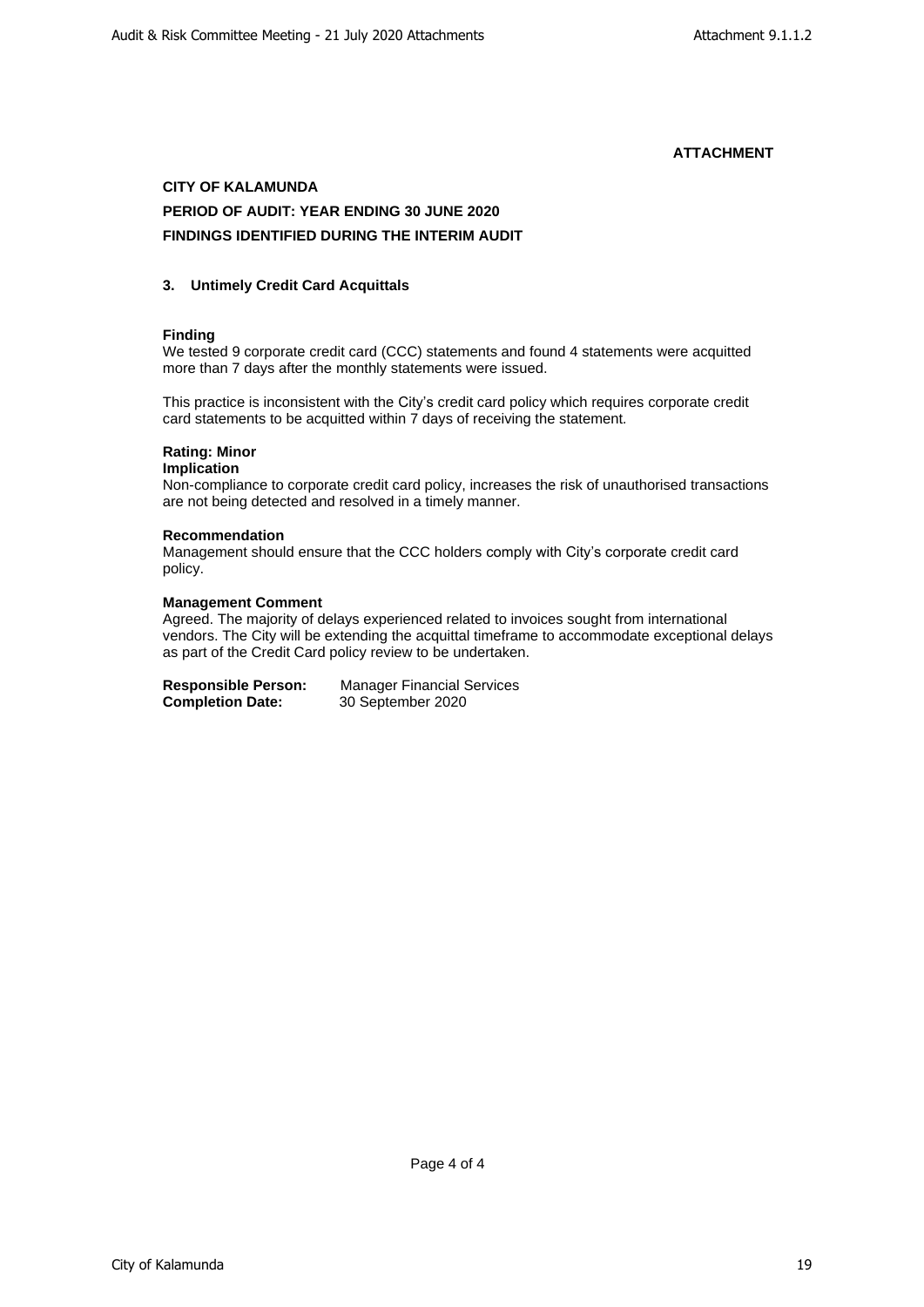**ATTACHMENT**

**CITY OF KALAMUNDA**

**PERIOD OF AUDIT: YEAR ENDING 30 JUNE 2020**

**FINDINGS IDENTIFIED DURING THE INTERIM AUDIT**

### 3. Untimely Credit Card Acquittals

**Finding**

We tested 9 corporate credit card (CCC) statements and found 4 statements were acquitted more than 7 days after the monthly statements were issued.

This practice is inconsistent with the City's credit card policy which requires corporate credit card statements to be acquitted within 7 days of receiving the statement.

**Rating: Minor**

**Implication**

Non-compliance to corporate credit card policy, increases the risk of unauthorised transactions are not being detected and resolved in a timely manner.

**Recommendation**

Management should ensure that the CCC holders comply with City's corporate credit card policy.

**Management Comment**

Agreed. The majority of delays experienced related to invoices sought from international vendors. The City will be extending the acquittal timeframe to accommodate exceptional delays as part of the Credit Card policy review to be undertaken.

**Responsible Person:** Manager Financial Services
**Completion Date:** 30 September 2020